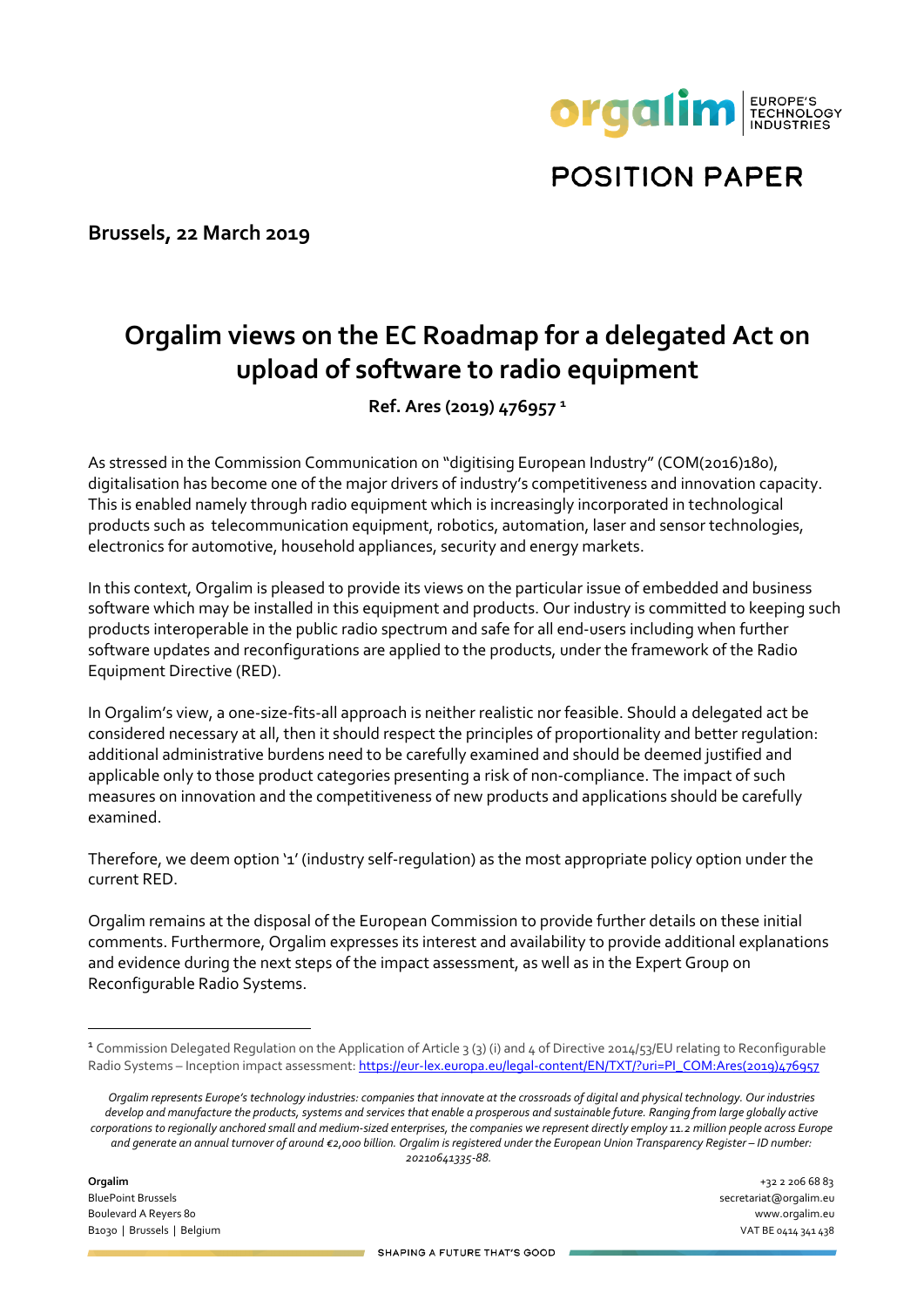POSITION PAPER

**Brussels, 22 March 2019**

# Orgalim views on the EC Roadmap for a delegated Act on upload of software to radio equipment

**Ref. Ares (2019) 476957 [1]**

As stressed in the Commission Communication on "digitising European Industry" (COM(2016)180), digitalisation has become one of the major drivers of industry's competitiveness and innovation capacity. This is enabled namely through radio equipment which is increasingly incorporated in technological products such as telecommunication equipment, robotics, automation, laser and sensor technologies, electronics for automotive, household appliances, security and energy markets.

In this context, Orgalim is pleased to provide its views on the particular issue of embedded and business software which may be installed in this equipment and products. Our industry is committed to keeping such products interoperable in the public radio spectrum and safe for all end-users including when further software updates and reconfigurations are applied to the products, under the framework of the Radio Equipment Directive (RED).

In Orgalim's view, a one-size-fits-all approach is neither realistic nor feasible. Should a delegated act be considered necessary at all, then it should respect the principles of proportionality and better regulation: additional administrative burdens need to be carefully examined and should be deemed justified and applicable only to those product categories presenting a risk of non-compliance. The impact of such measures on innovation and the competitiveness of new products and applications should be carefully examined.

Therefore, we deem option '1' (industry self-regulation) as the most appropriate policy option under the current RED.

Orgalim remains at the disposal of the European Commission to provide further details on these initial comments. Furthermore, Orgalim expresses its interest and availability to provide additional explanations and evidence during the next steps of the impact assessment, as well as in the Expert Group on Reconfigurable Radio Systems.

---

[1] Commission Delegated Regulation on the Application of Article 3 (3) (i) and 4 of Directive 2014/53/EU relating to Reconfigurable Radio Systems – Inception impact assessment: https://eur-lex.europa.eu/legal-content/EN/TXT/?uri=PI_COM:Ares(2019)476957

*Orgalim represents Europe's technology industries: companies that innovate at the crossroads of digital and physical technology. Our industries develop and manufacture the products, systems and services that enable a prosperous and sustainable future. Ranging from large globally active corporations to regionally anchored small and medium-sized enterprises, the companies we represent directly employ 11.2 million people across Europe and generate an annual turnover of around €2,000 billion. Orgalim is registered under the European Union Transparency Register – ID number: 20210641335-88.*

**Orgalim**
BluePoint Brussels
Boulevard A Reyers 80
B1030 | Brussels | Belgium

+32 2 206 68 83
secretariat@orgalim.eu
www.orgalim.eu
VAT BE 0414 341 438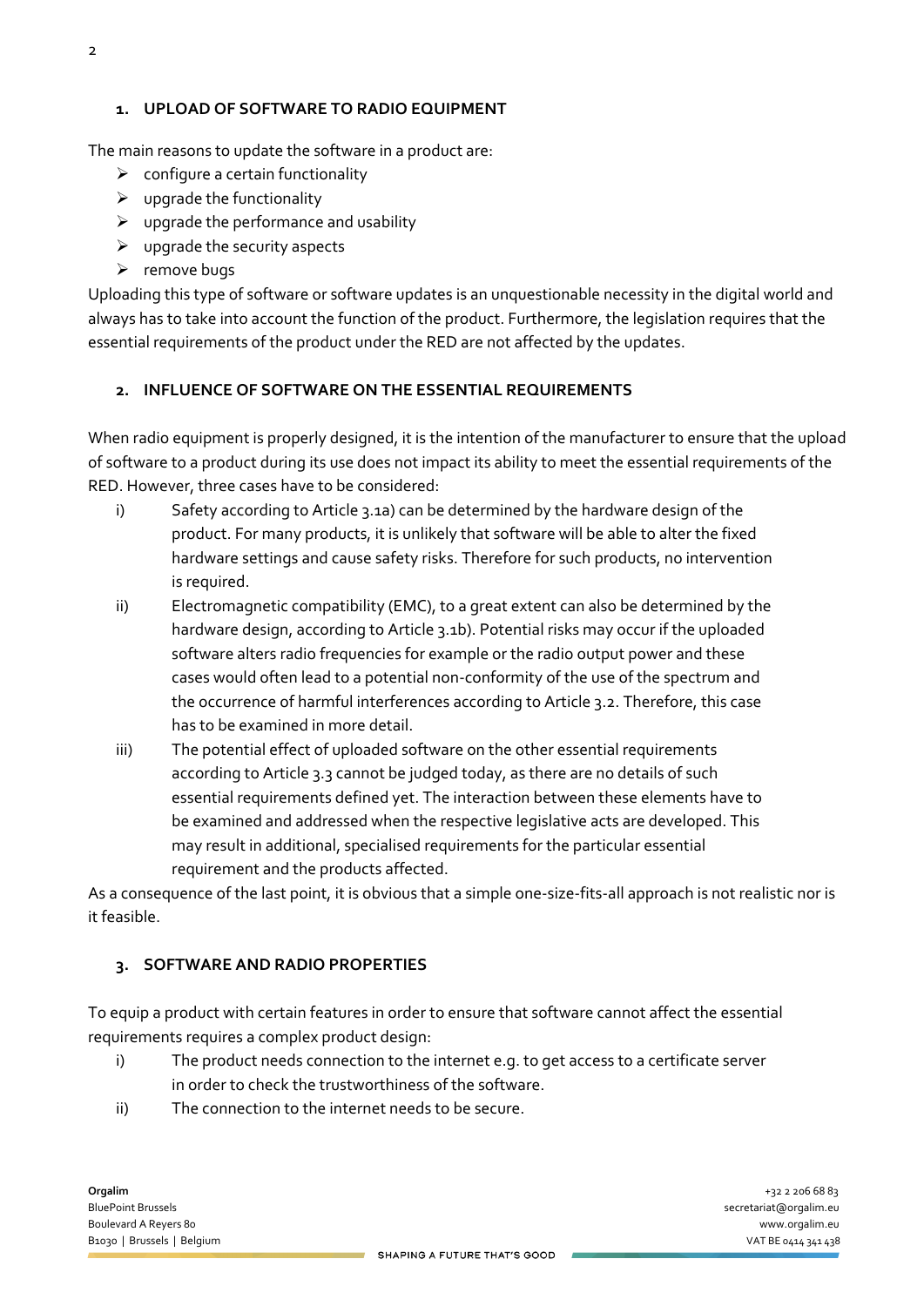## 1. UPLOAD OF SOFTWARE TO RADIO EQUIPMENT

The main reasons to update the software in a product are:

- configure a certain functionality
- upgrade the functionality
- upgrade the performance and usability
- upgrade the security aspects
- remove bugs

Uploading this type of software or software updates is an unquestionable necessity in the digital world and always has to take into account the function of the product. Furthermore, the legislation requires that the essential requirements of the product under the RED are not affected by the updates.

## 2. INFLUENCE OF SOFTWARE ON THE ESSENTIAL REQUIREMENTS

When radio equipment is properly designed, it is the intention of the manufacturer to ensure that the upload of software to a product during its use does not impact its ability to meet the essential requirements of the RED. However, three cases have to be considered:

i) Safety according to Article 3.1a) can be determined by the hardware design of the product. For many products, it is unlikely that software will be able to alter the fixed hardware settings and cause safety risks. Therefore for such products, no intervention is required.

ii) Electromagnetic compatibility (EMC), to a great extent can also be determined by the hardware design, according to Article 3.1b). Potential risks may occur if the uploaded software alters radio frequencies for example or the radio output power and these cases would often lead to a potential non-conformity of the use of the spectrum and the occurrence of harmful interferences according to Article 3.2. Therefore, this case has to be examined in more detail.

iii) The potential effect of uploaded software on the other essential requirements according to Article 3.3 cannot be judged today, as there are no details of such essential requirements defined yet. The interaction between these elements have to be examined and addressed when the respective legislative acts are developed. This may result in additional, specialised requirements for the particular essential requirement and the products affected.

As a consequence of the last point, it is obvious that a simple one-size-fits-all approach is not realistic nor is it feasible.

## 3. SOFTWARE AND RADIO PROPERTIES

To equip a product with certain features in order to ensure that software cannot affect the essential requirements requires a complex product design:

i) The product needs connection to the internet e.g. to get access to a certificate server in order to check the trustworthiness of the software.

ii) The connection to the internet needs to be secure.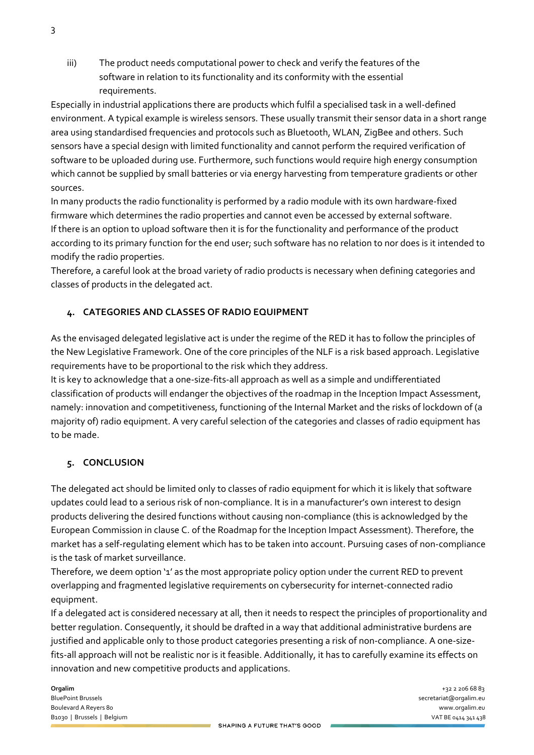iii) The product needs computational power to check and verify the features of the software in relation to its functionality and its conformity with the essential requirements.

Especially in industrial applications there are products which fulfil a specialised task in a well-defined environment. A typical example is wireless sensors. These usually transmit their sensor data in a short range area using standardised frequencies and protocols such as Bluetooth, WLAN, ZigBee and others. Such sensors have a special design with limited functionality and cannot perform the required verification of software to be uploaded during use. Furthermore, such functions would require high energy consumption which cannot be supplied by small batteries or via energy harvesting from temperature gradients or other sources.

In many products the radio functionality is performed by a radio module with its own hardware-fixed firmware which determines the radio properties and cannot even be accessed by external software. If there is an option to upload software then it is for the functionality and performance of the product according to its primary function for the end user; such software has no relation to nor does is it intended to modify the radio properties.

Therefore, a careful look at the broad variety of radio products is necessary when defining categories and classes of products in the delegated act.

## 4. CATEGORIES AND CLASSES OF RADIO EQUIPMENT

As the envisaged delegated legislative act is under the regime of the RED it has to follow the principles of the New Legislative Framework. One of the core principles of the NLF is a risk based approach. Legislative requirements have to be proportional to the risk which they address.

It is key to acknowledge that a one-size-fits-all approach as well as a simple and undifferentiated classification of products will endanger the objectives of the roadmap in the Inception Impact Assessment, namely: innovation and competitiveness, functioning of the Internal Market and the risks of lockdown of (a majority of) radio equipment. A very careful selection of the categories and classes of radio equipment has to be made.

## 5. CONCLUSION

The delegated act should be limited only to classes of radio equipment for which it is likely that software updates could lead to a serious risk of non-compliance. It is in a manufacturer's own interest to design products delivering the desired functions without causing non-compliance (this is acknowledged by the European Commission in clause C. of the Roadmap for the Inception Impact Assessment). Therefore, the market has a self-regulating element which has to be taken into account. Pursuing cases of non-compliance is the task of market surveillance.

Therefore, we deem option '1' as the most appropriate policy option under the current RED to prevent overlapping and fragmented legislative requirements on cybersecurity for internet-connected radio equipment.

If a delegated act is considered necessary at all, then it needs to respect the principles of proportionality and better regulation. Consequently, it should be drafted in a way that additional administrative burdens are justified and applicable only to those product categories presenting a risk of non-compliance. A one-size-fits-all approach will not be realistic nor is it feasible. Additionally, it has to carefully examine its effects on innovation and new competitive products and applications.